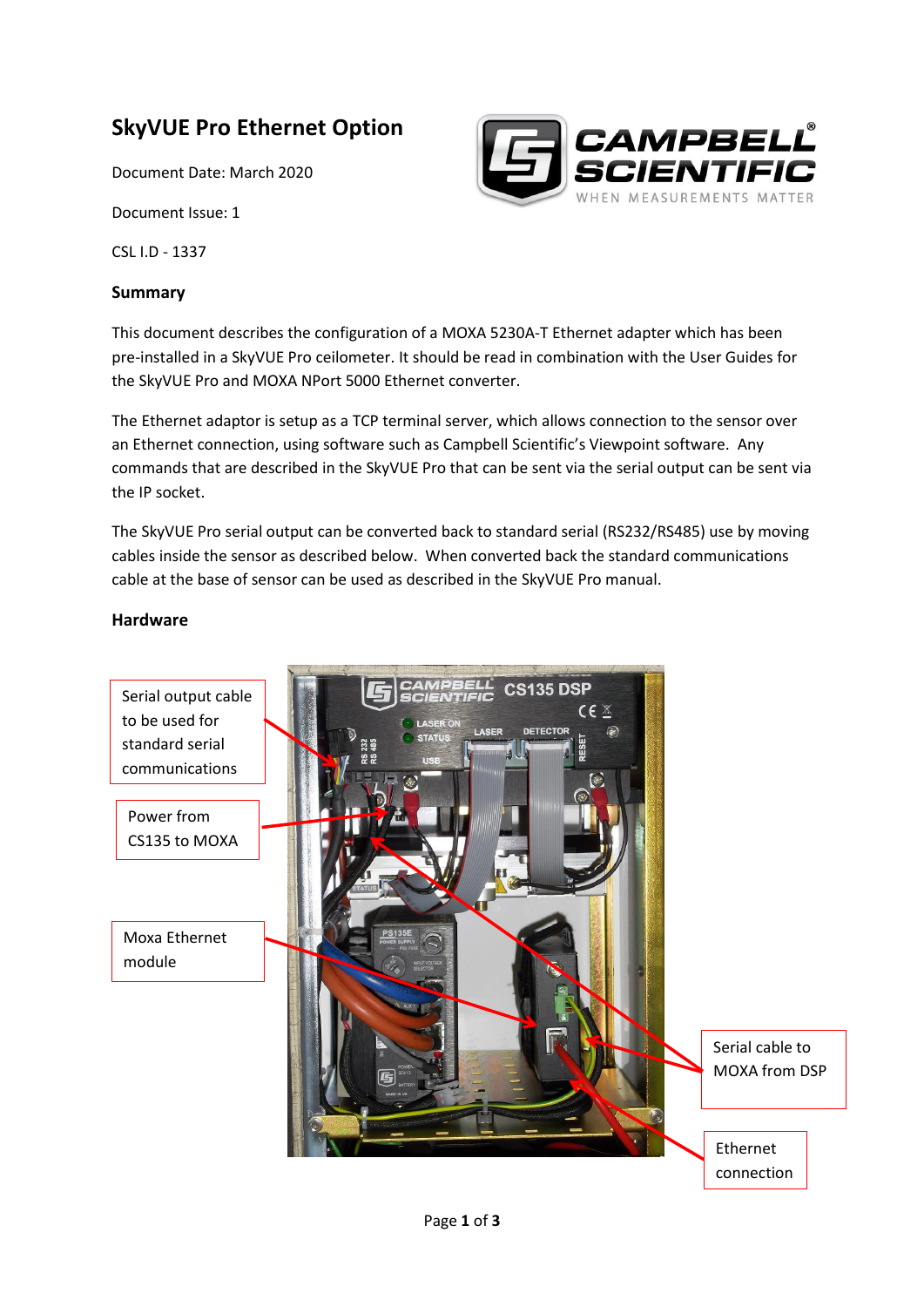# SkyVUE Pro Ethernet Option

Document Date: March 2020

Document Issue: 1

CSL I.D - 1337

## Summary

This document describes the configuration of a MOXA 5230A-T Ethernet adapter which has been pre-installed in a SkyVUE Pro ceilometer. It should be read in combination with the User Guides for the SkyVUE Pro and MOXA NPort 5000 Ethernet converter.

The Ethernet adaptor is setup as a TCP terminal server, which allows connection to the sensor over an Ethernet connection, using software such as Campbell Scientific's Viewpoint software. Any commands that are described in the SkyVUE Pro that can be sent via the serial output can be sent via the IP socket.

The SkyVUE Pro serial output can be converted back to standard serial (RS232/RS485) use by moving cables inside the sensor as described below. When converted back the standard communications cable at the base of sensor can be used as described in the SkyVUE Pro manual.

## Hardware

Serial output cable to be used for standard serial communications

Power from CS135 to MOXA

Moxa Ethernet module

Serial cable to MOXA from DSP

Ethernet connection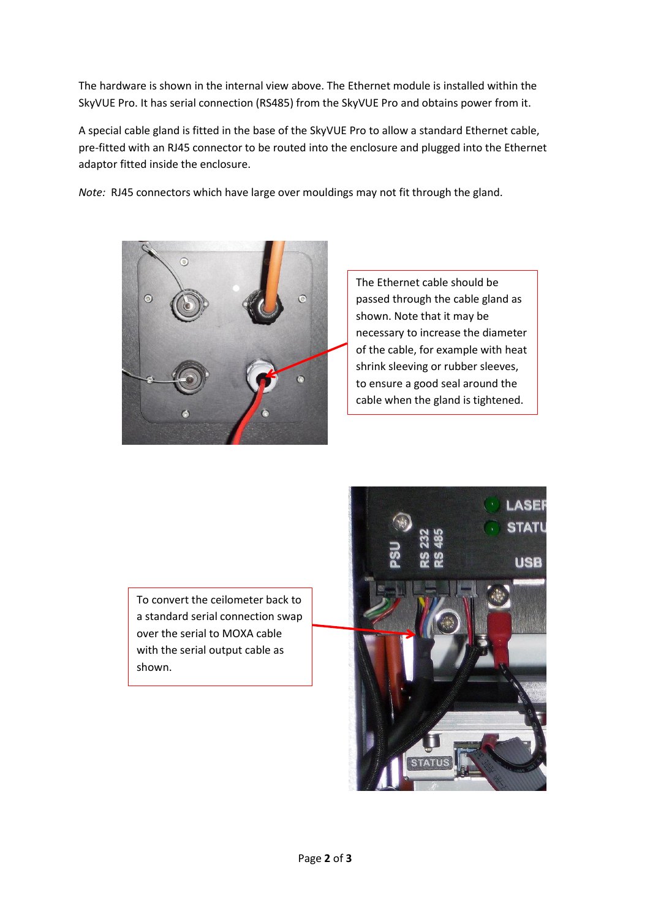The hardware is shown in the internal view above. The Ethernet module is installed within the SkyVUE Pro. It has serial connection (RS485) from the SkyVUE Pro and obtains power from it.

A special cable gland is fitted in the base of the SkyVUE Pro to allow a standard Ethernet cable, pre-fitted with an RJ45 connector to be routed into the enclosure and plugged into the Ethernet adaptor fitted inside the enclosure.

*Note:* RJ45 connectors which have large over mouldings may not fit through the gland.

The Ethernet cable should be passed through the cable gland as shown. Note that it may be necessary to increase the diameter of the cable, for example with heat shrink sleeving or rubber sleeves, to ensure a good seal around the cable when the gland is tightened.

To convert the ceilometer back to a standard serial connection swap over the serial to MOXA cable with the serial output cable as shown.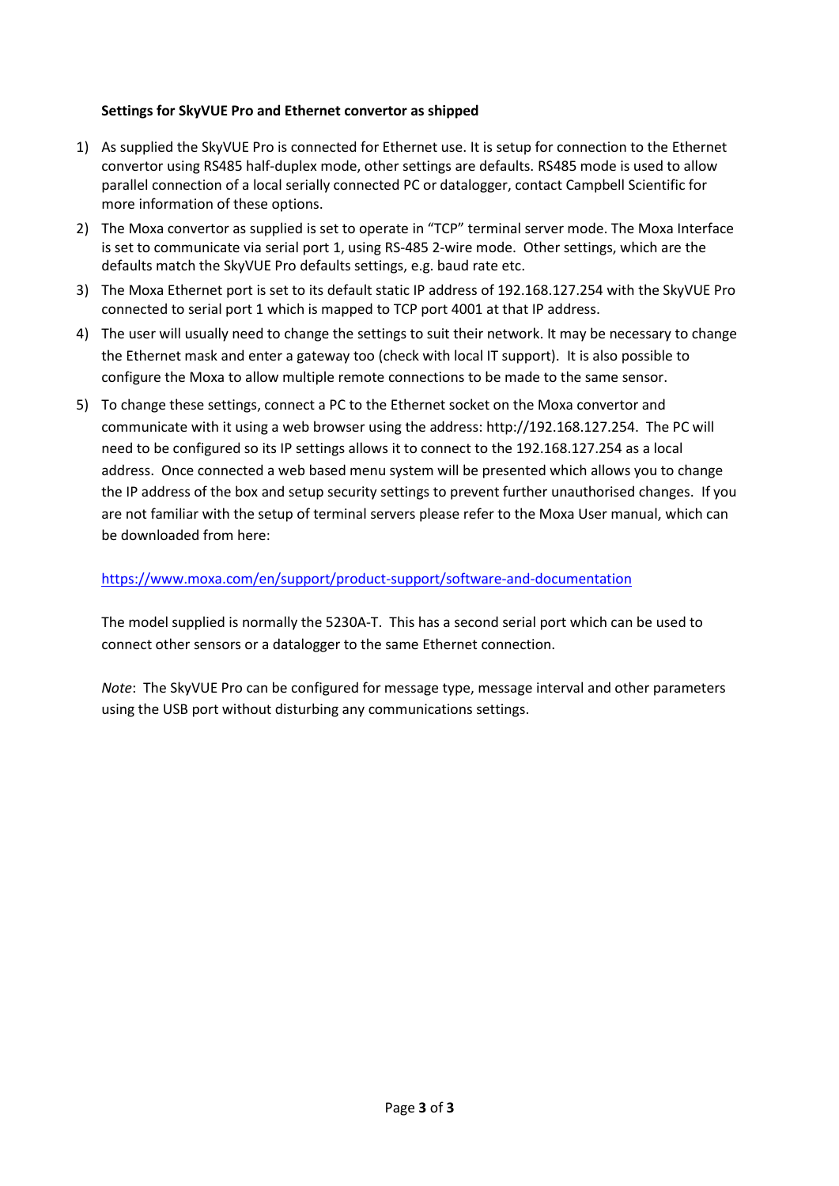**Settings for SkyVUE Pro and Ethernet convertor as shipped**

1) As supplied the SkyVUE Pro is connected for Ethernet use. It is setup for connection to the Ethernet convertor using RS485 half-duplex mode, other settings are defaults. RS485 mode is used to allow parallel connection of a local serially connected PC or datalogger, contact Campbell Scientific for more information of these options.
2) The Moxa convertor as supplied is set to operate in "TCP" terminal server mode. The Moxa Interface is set to communicate via serial port 1, using RS-485 2-wire mode. Other settings, which are the defaults match the SkyVUE Pro defaults settings, e.g. baud rate etc.
3) The Moxa Ethernet port is set to its default static IP address of 192.168.127.254 with the SkyVUE Pro connected to serial port 1 which is mapped to TCP port 4001 at that IP address.
4) The user will usually need to change the settings to suit their network. It may be necessary to change the Ethernet mask and enter a gateway too (check with local IT support). It is also possible to configure the Moxa to allow multiple remote connections to be made to the same sensor.
5) To change these settings, connect a PC to the Ethernet socket on the Moxa convertor and communicate with it using a web browser using the address: http://192.168.127.254. The PC will need to be configured so its IP settings allows it to connect to the 192.168.127.254 as a local address. Once connected a web based menu system will be presented which allows you to change the IP address of the box and setup security settings to prevent further unauthorised changes. If you are not familiar with the setup of terminal servers please refer to the Moxa User manual, which can be downloaded from here:

   https://www.moxa.com/en/support/product-support/software-and-documentation

   The model supplied is normally the 5230A-T. This has a second serial port which can be used to connect other sensors or a datalogger to the same Ethernet connection.

   *Note*: The SkyVUE Pro can be configured for message type, message interval and other parameters using the USB port without disturbing any communications settings.